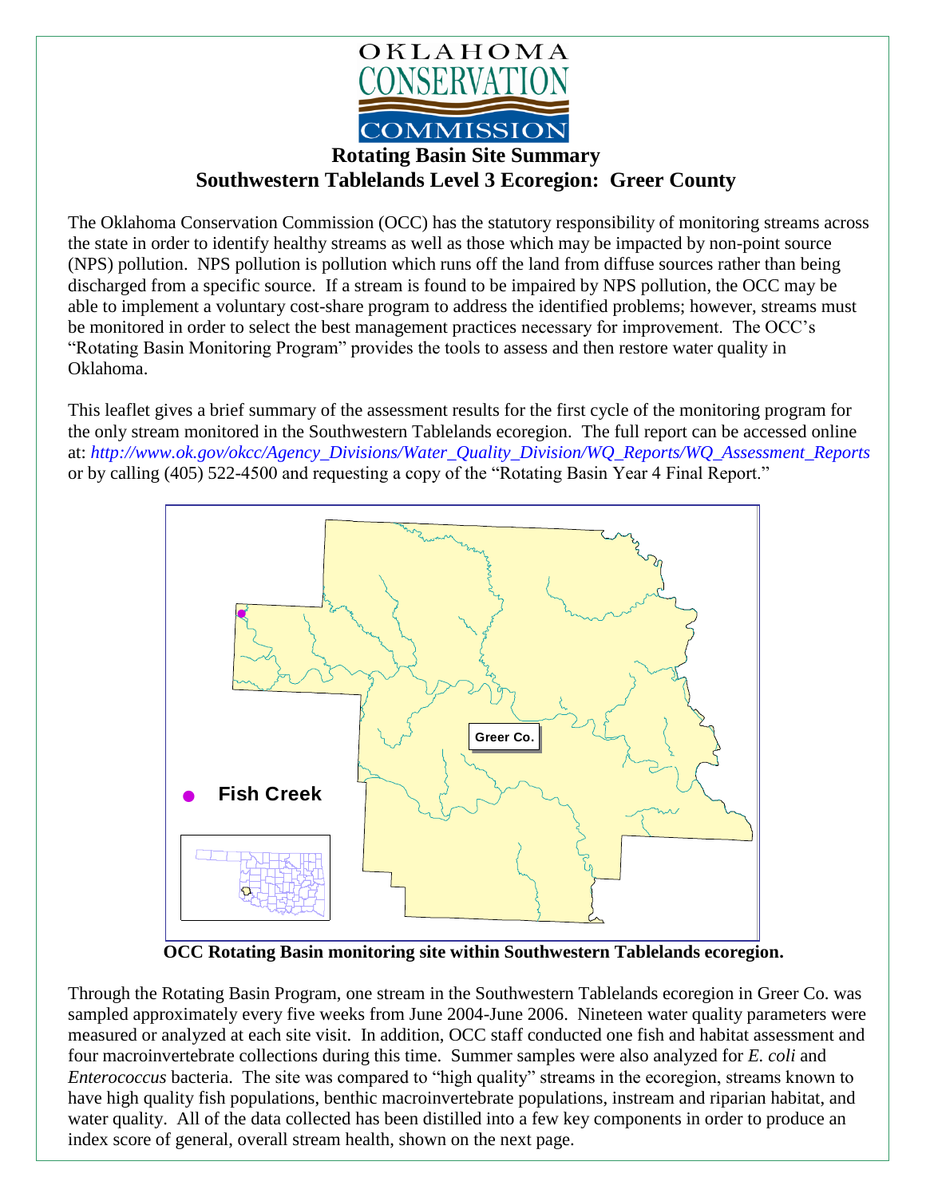OKLAHOMA CONSERVATION COMMISSION

# Rotating Basin Site Summary
## Southwestern Tablelands Level 3 Ecoregion: Greer County

The Oklahoma Conservation Commission (OCC) has the statutory responsibility of monitoring streams across the state in order to identify healthy streams as well as those which may be impacted by non-point source (NPS) pollution. NPS pollution is pollution which runs off the land from diffuse sources rather than being discharged from a specific source. If a stream is found to be impaired by NPS pollution, the OCC may be able to implement a voluntary cost-share program to address the identified problems; however, streams must be monitored in order to select the best management practices necessary for improvement. The OCC's "Rotating Basin Monitoring Program" provides the tools to assess and then restore water quality in Oklahoma.

This leaflet gives a brief summary of the assessment results for the first cycle of the monitoring program for the only stream monitored in the Southwestern Tablelands ecoregion. The full report can be accessed online at: *http://www.ok.gov/okcc/Agency_Divisions/Water_Quality_Division/WQ_Reports/WQ_Assessment_Reports* or by calling (405) 522-4500 and requesting a copy of the "Rotating Basin Year 4 Final Report."

Greer Co.

Fish Creek

**OCC Rotating Basin monitoring site within Southwestern Tablelands ecoregion.**

Through the Rotating Basin Program, one stream in the Southwestern Tablelands ecoregion in Greer Co. was sampled approximately every five weeks from June 2004-June 2006. Nineteen water quality parameters were measured or analyzed at each site visit. In addition, OCC staff conducted one fish and habitat assessment and four macroinvertebrate collections during this time. Summer samples were also analyzed for *E. coli* and *Enterococcus* bacteria. The site was compared to "high quality" streams in the ecoregion, streams known to have high quality fish populations, benthic macroinvertebrate populations, instream and riparian habitat, and water quality. All of the data collected has been distilled into a few key components in order to produce an index score of general, overall stream health, shown on the next page.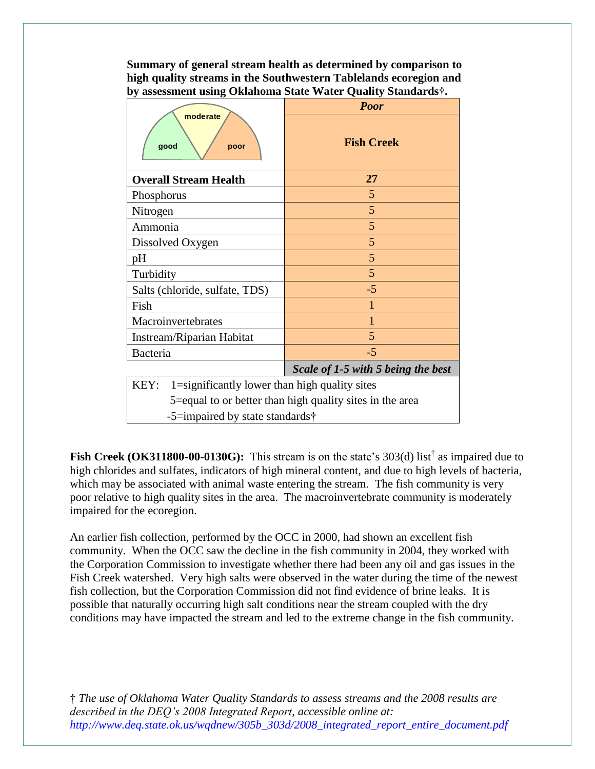**Summary of general stream health as determined by comparison to high quality streams in the Southwestern Tablelands ecoregion and by assessment using Oklahoma State Water Quality Standards†.**

| | *Poor* |
|---|---|
| good / moderate / poor | **Fish Creek** |
| **Overall Stream Health** | **27** |
| Phosphorus | 5 |
| Nitrogen | 5 |
| Ammonia | 5 |
| Dissolved Oxygen | 5 |
| pH | 5 |
| Turbidity | 5 |
| Salts (chloride, sulfate, TDS) | -5 |
| Fish | 1 |
| Macroinvertebrates | 1 |
| Instream/Riparian Habitat | 5 |
| Bacteria | -5 |
| | ***Scale of 1-5 with 5 being the best*** |

KEY: 1=significantly lower than high quality sites
5=equal to or better than high quality sites in the area
-5=impaired by state standards†

**Fish Creek (OK311800-00-0130G):** This stream is on the state's 303(d) list† as impaired due to high chlorides and sulfates, indicators of high mineral content, and due to high levels of bacteria, which may be associated with animal waste entering the stream. The fish community is very poor relative to high quality sites in the area. The macroinvertebrate community is moderately impaired for the ecoregion.

An earlier fish collection, performed by the OCC in 2000, had shown an excellent fish community. When the OCC saw the decline in the fish community in 2004, they worked with the Corporation Commission to investigate whether there had been any oil and gas issues in the Fish Creek watershed. Very high salts were observed in the water during the time of the newest fish collection, but the Corporation Commission did not find evidence of brine leaks. It is possible that naturally occurring high salt conditions near the stream coupled with the dry conditions may have impacted the stream and led to the extreme change in the fish community.

† *The use of Oklahoma Water Quality Standards to assess streams and the 2008 results are described in the DEQ's 2008 Integrated Report, accessible online at: http://www.deq.state.ok.us/wqdnew/305b_303d/2008_integrated_report_entire_document.pdf*